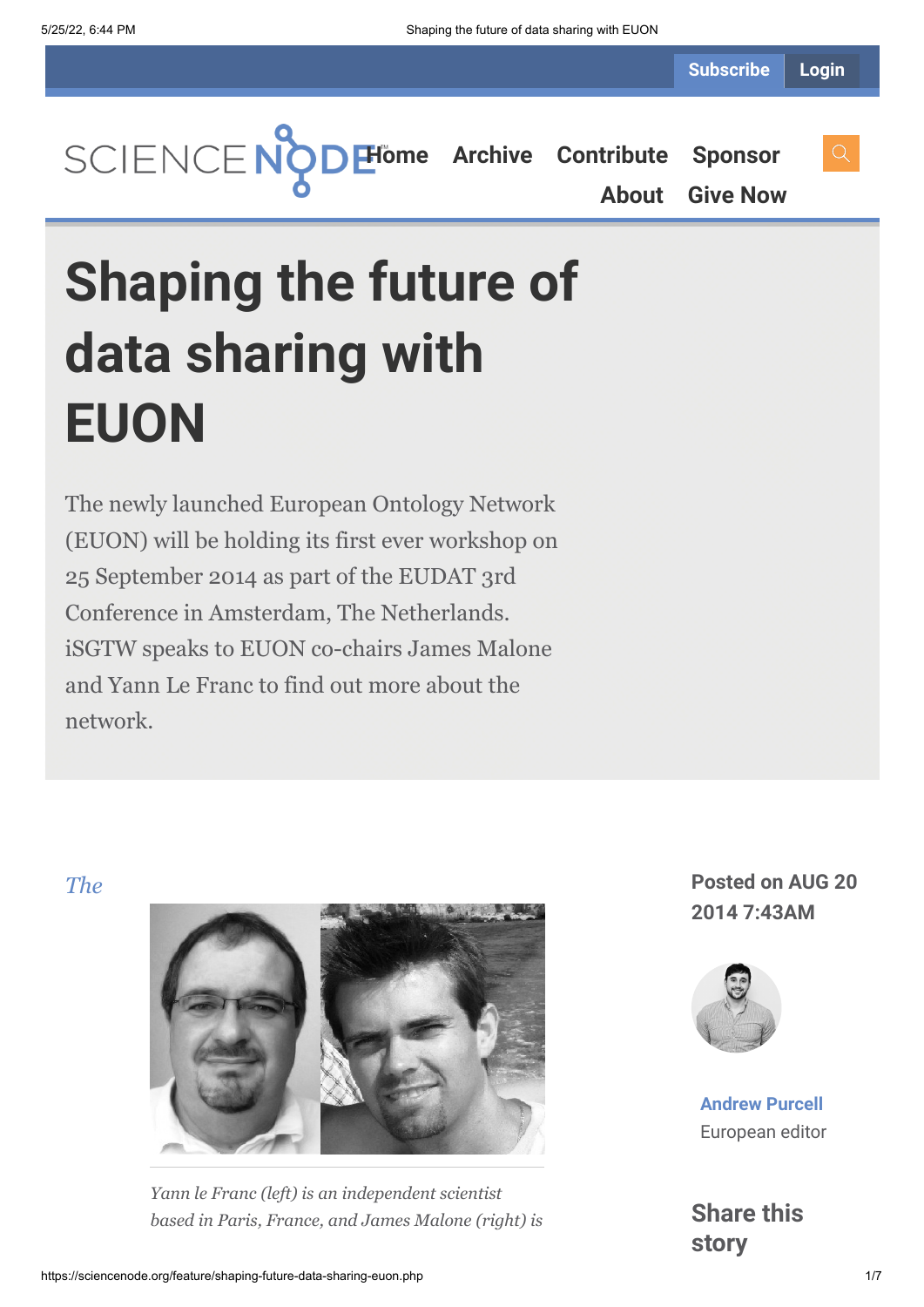# Shaping the future of data sharing with EUON

The newly launched European Ontology Network (EUON) will be holding its first ever workshop on 25 September 2014 as part of the EUDAT 3rd Conference in Amsterdam, The Netherlands. iSGTW speaks to EUON co-chairs James Malone and Yann Le Franc to find out more about the network.

*The*

*Yann le Franc (left) is an independent scientist based in Paris, France, and James Malone (right) is*

**Posted on AUG 20 2014 7:43AM**

**Andrew Purcell**
European editor

## Share this story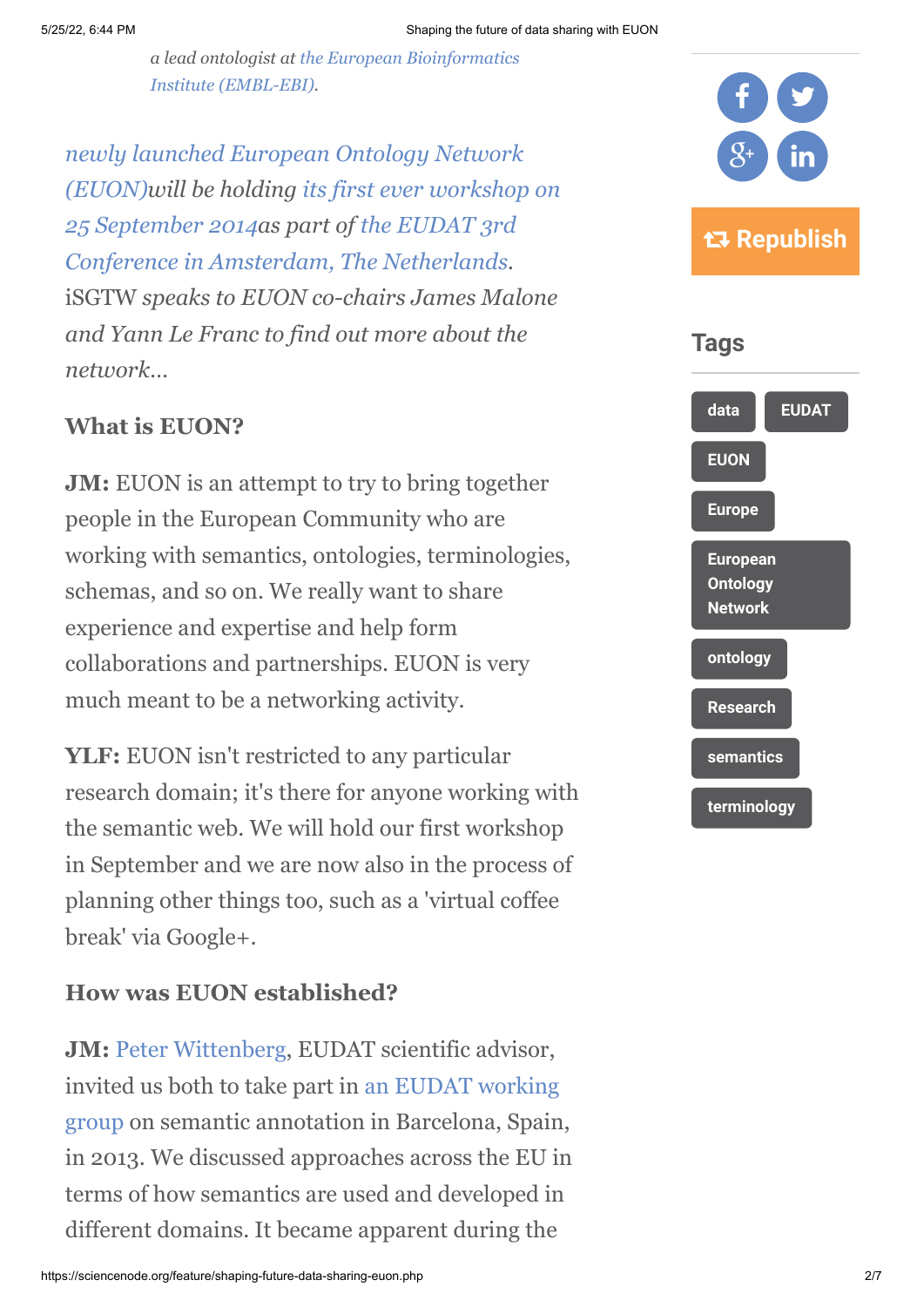*a lead ontologist at the European Bioinformatics Institute (EMBL-EBI).*

*newly launched European Ontology Network (EUON)will be holding its first ever workshop on 25 September 2014as part of the EUDAT 3rd Conference in Amsterdam, The Netherlands.* iSGTW *speaks to EUON co-chairs James Malone and Yann Le Franc to find out more about the network…*

### What is EUON?

**JM:** EUON is an attempt to try to bring together people in the European Community who are working with semantics, ontologies, terminologies, schemas, and so on. We really want to share experience and expertise and help form collaborations and partnerships. EUON is very much meant to be a networking activity.

**YLF:** EUON isn't restricted to any particular research domain; it's there for anyone working with the semantic web. We will hold our first workshop in September and we are now also in the process of planning other things too, such as a 'virtual coffee break' via Google+.

### How was EUON established?

**JM:** Peter Wittenberg, EUDAT scientific advisor, invited us both to take part in an EUDAT working group on semantic annotation in Barcelona, Spain, in 2013. We discussed approaches across the EU in terms of how semantics are used and developed in different domains. It became apparent during the

Republish

## Tags

- data
- EUDAT
- EUON
- Europe
- European Ontology Network
- ontology
- Research
- semantics
- terminology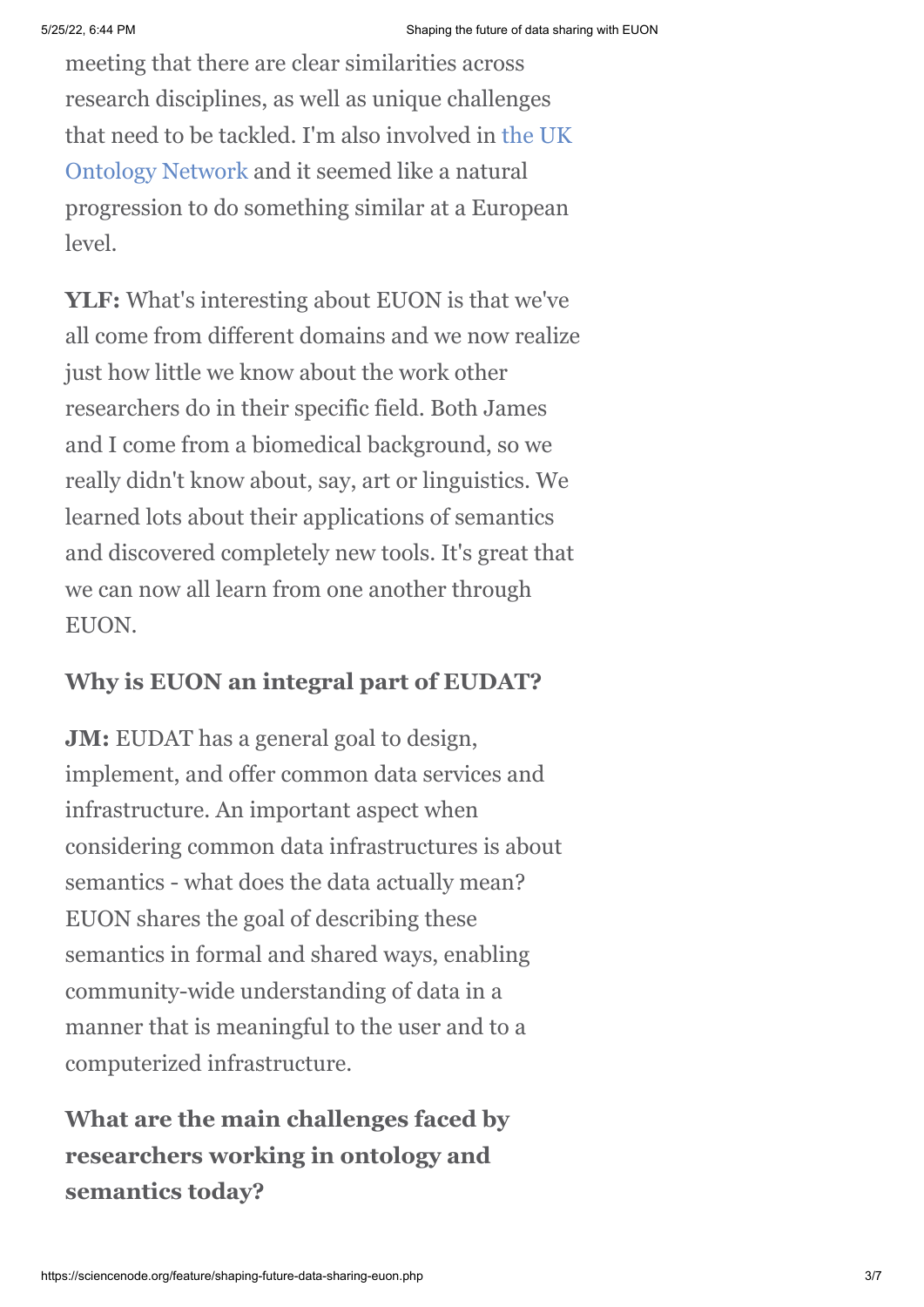meeting that there are clear similarities across research disciplines, as well as unique challenges that need to be tackled. I'm also involved in the UK Ontology Network and it seemed like a natural progression to do something similar at a European level.

**YLF:** What's interesting about EUON is that we've all come from different domains and we now realize just how little we know about the work other researchers do in their specific field. Both James and I come from a biomedical background, so we really didn't know about, say, art or linguistics. We learned lots about their applications of semantics and discovered completely new tools. It's great that we can now all learn from one another through EUON.

### Why is EUON an integral part of EUDAT?

**JM:** EUDAT has a general goal to design, implement, and offer common data services and infrastructure. An important aspect when considering common data infrastructures is about semantics - what does the data actually mean? EUON shares the goal of describing these semantics in formal and shared ways, enabling community-wide understanding of data in a manner that is meaningful to the user and to a computerized infrastructure.

### What are the main challenges faced by researchers working in ontology and semantics today?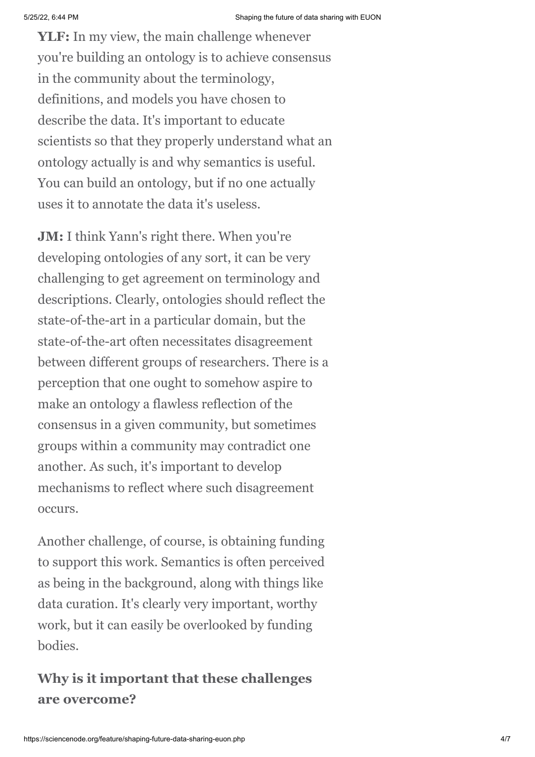**YLF:** In my view, the main challenge whenever you're building an ontology is to achieve consensus in the community about the terminology, definitions, and models you have chosen to describe the data. It's important to educate scientists so that they properly understand what an ontology actually is and why semantics is useful. You can build an ontology, but if no one actually uses it to annotate the data it's useless.

**JM:** I think Yann's right there. When you're developing ontologies of any sort, it can be very challenging to get agreement on terminology and descriptions. Clearly, ontologies should reflect the state-of-the-art in a particular domain, but the state-of-the-art often necessitates disagreement between different groups of researchers. There is a perception that one ought to somehow aspire to make an ontology a flawless reflection of the consensus in a given community, but sometimes groups within a community may contradict one another. As such, it's important to develop mechanisms to reflect where such disagreement occurs.

Another challenge, of course, is obtaining funding to support this work. Semantics is often perceived as being in the background, along with things like data curation. It's clearly very important, worthy work, but it can easily be overlooked by funding bodies.

## Why is it important that these challenges are overcome?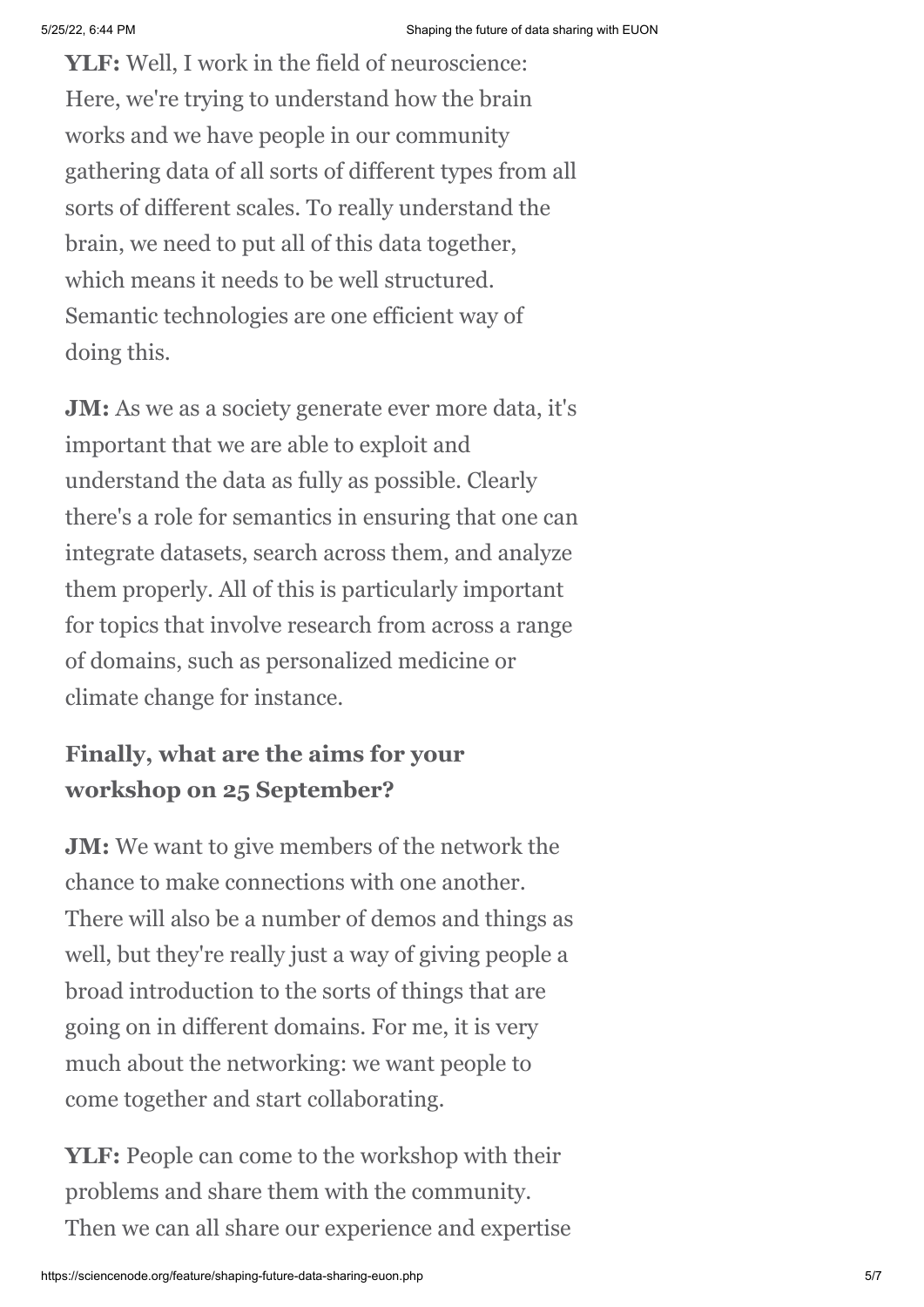**YLF:** Well, I work in the field of neuroscience: Here, we're trying to understand how the brain works and we have people in our community gathering data of all sorts of different types from all sorts of different scales. To really understand the brain, we need to put all of this data together, which means it needs to be well structured. Semantic technologies are one efficient way of doing this.

**JM:** As we as a society generate ever more data, it's important that we are able to exploit and understand the data as fully as possible. Clearly there's a role for semantics in ensuring that one can integrate datasets, search across them, and analyze them properly. All of this is particularly important for topics that involve research from across a range of domains, such as personalized medicine or climate change for instance.

### Finally, what are the aims for your workshop on 25 September?

**JM:** We want to give members of the network the chance to make connections with one another. There will also be a number of demos and things as well, but they're really just a way of giving people a broad introduction to the sorts of things that are going on in different domains. For me, it is very much about the networking: we want people to come together and start collaborating.

**YLF:** People can come to the workshop with their problems and share them with the community. Then we can all share our experience and expertise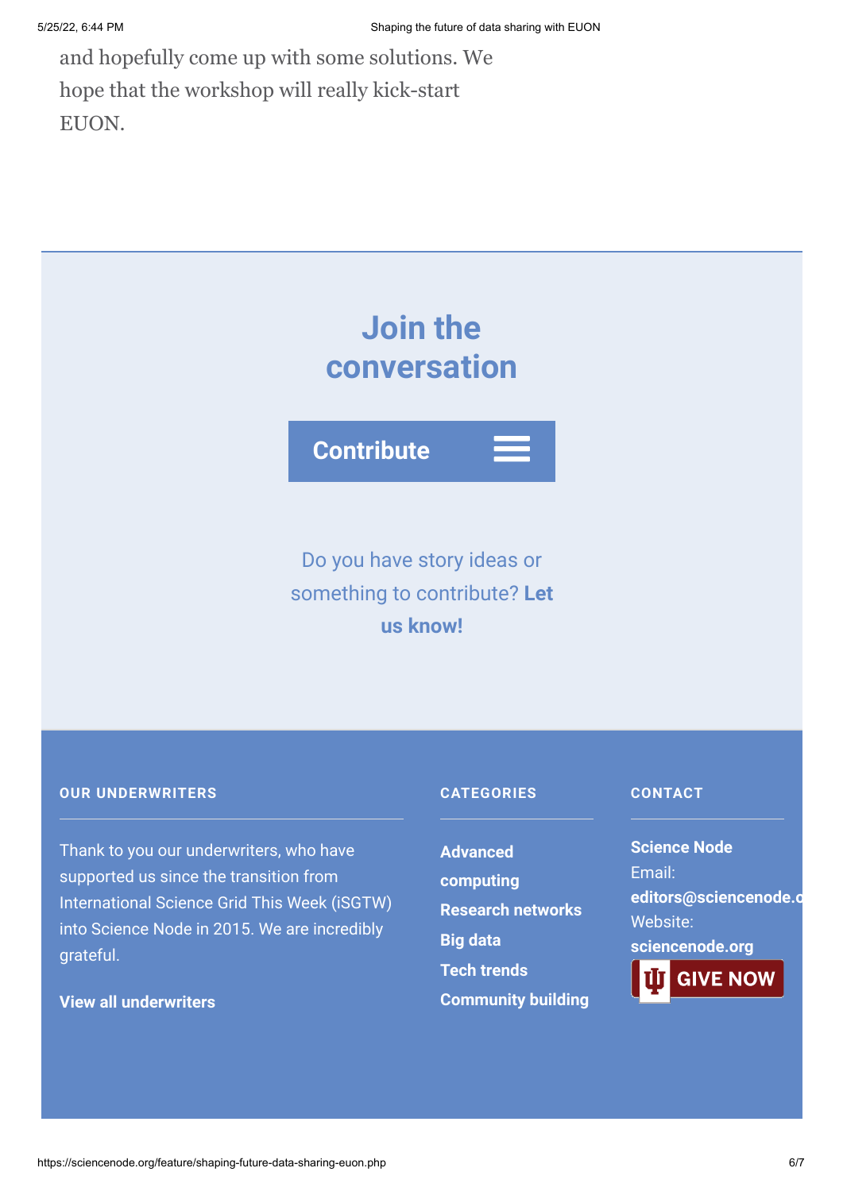and hopefully come up with some solutions. We hope that the workshop will really kick-start EUON.

## Join the conversation

**Contribute**

Do you have story ideas or something to contribute? **Let us know!**

**OUR UNDERWRITERS**

Thank to you our underwriters, who have supported us since the transition from International Science Grid This Week (iSGTW) into Science Node in 2015. We are incredibly grateful.

**View all underwriters**

**CATEGORIES**

**Advanced computing**

**Research networks**

**Big data**

**Tech trends**

**Community building**

**CONTACT**

**Science Node**
Email:
**editors@sciencenode.o**
Website:
**sciencenode.org**

**GIVE NOW**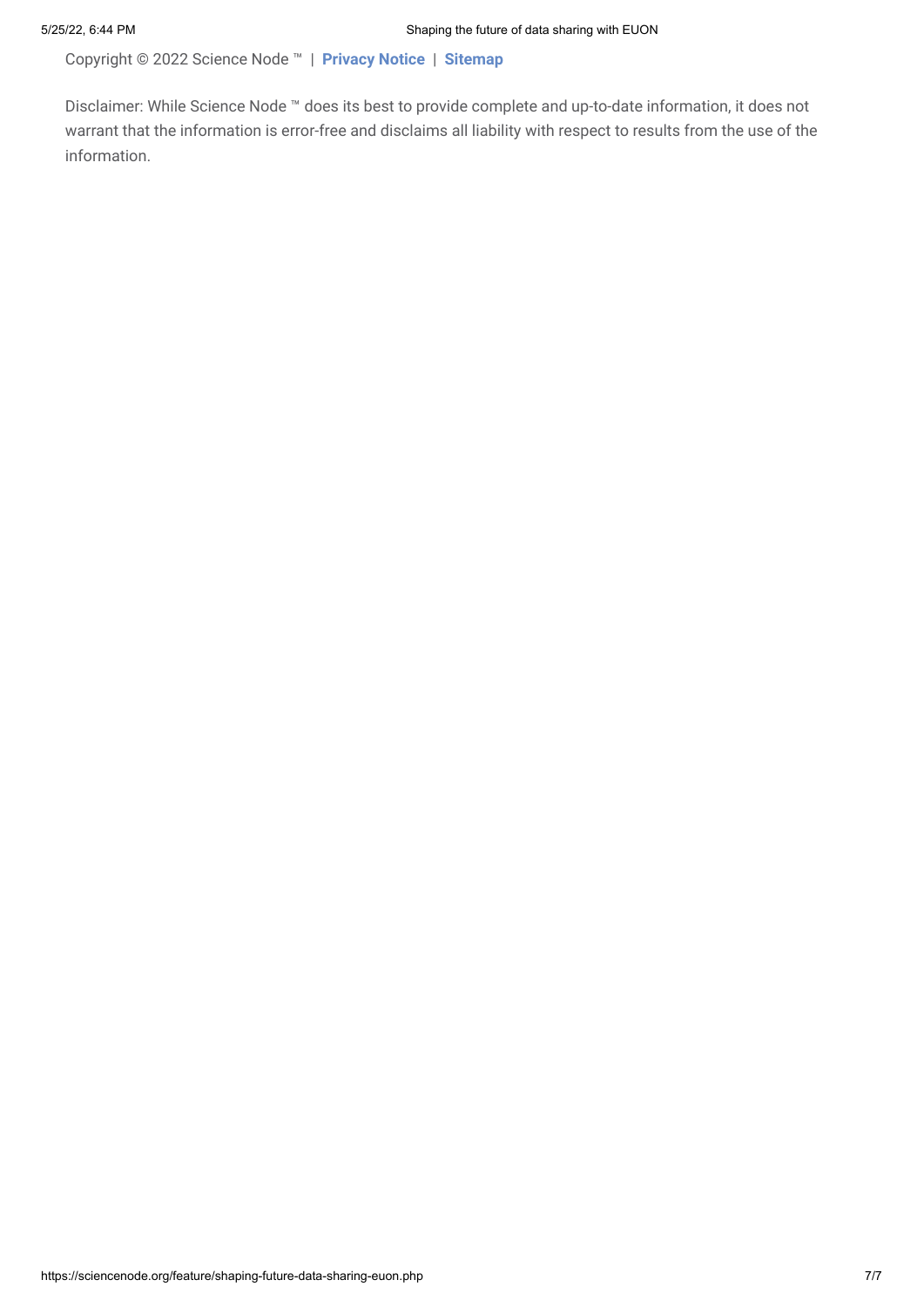Copyright © 2022 Science Node ™ | **Privacy Notice** | **Sitemap**

Disclaimer: While Science Node ™ does its best to provide complete and up-to-date information, it does not warrant that the information is error-free and disclaims all liability with respect to results from the use of the information.